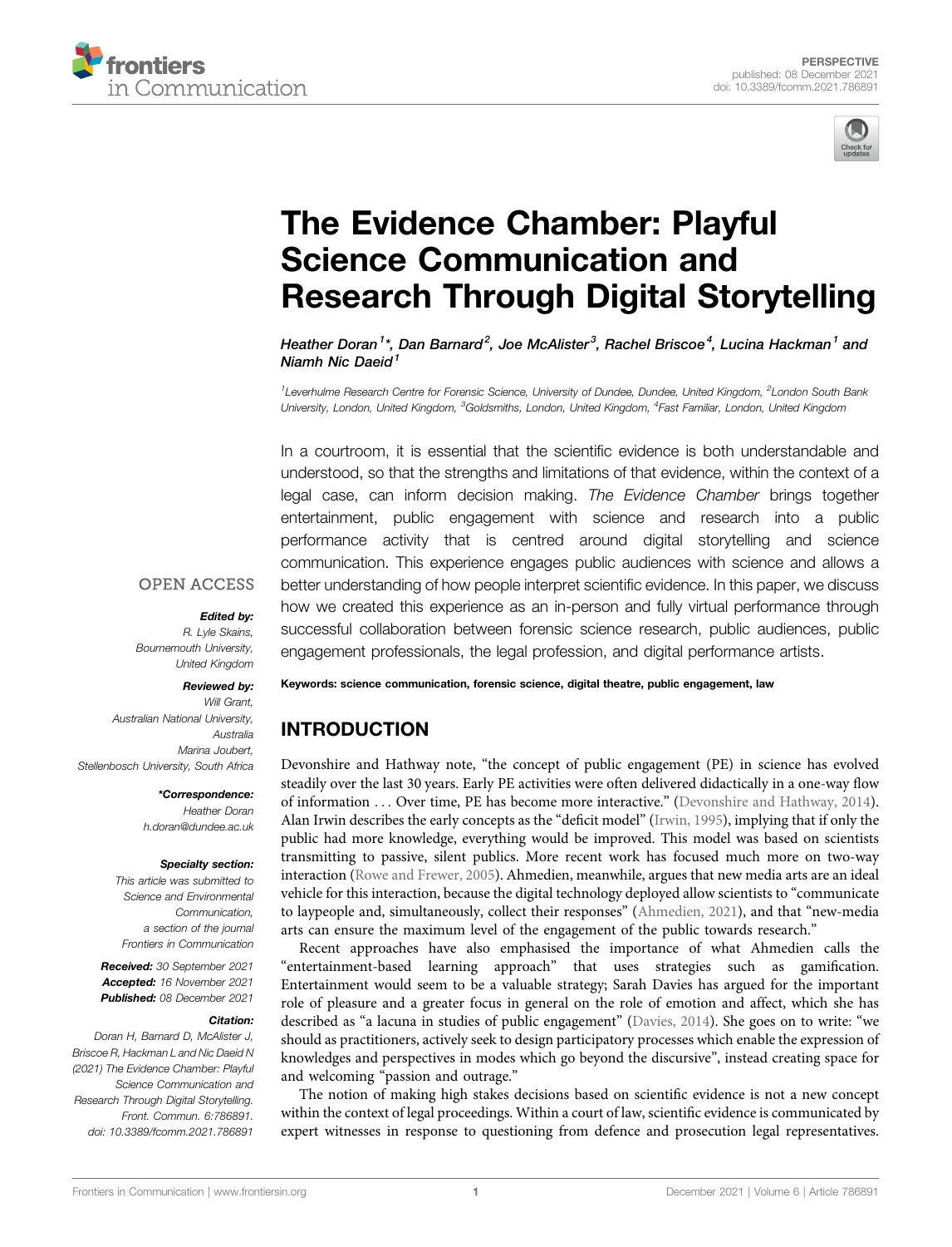PERSPECTIVE
published: 08 December 2021
doi: 10.3389/fcomm.2021.786891

# The Evidence Chamber: Playful Science Communication and Research Through Digital Storytelling

*Heather Doran[1]\*, Dan Barnard[2], Joe McAlister[3], Rachel Briscoe[4], Lucina Hackman[1] and Niamh Nic Daeid[1]*

[1]Leverhulme Research Centre for Forensic Science, University of Dundee, Dundee, United Kingdom, [2]London South Bank University, London, United Kingdom, [3]Goldsmiths, London, United Kingdom, [4]Fast Familiar, London, United Kingdom

In a courtroom, it is essential that the scientific evidence is both understandable and understood, so that the strengths and limitations of that evidence, within the context of a legal case, can inform decision making. *The Evidence Chamber* brings together entertainment, public engagement with science and research into a public performance activity that is centred around digital storytelling and science communication. This experience engages public audiences with science and allows a better understanding of how people interpret scientific evidence. In this paper, we discuss how we created this experience as an in-person and fully virtual performance through successful collaboration between forensic science research, public audiences, public engagement professionals, the legal profession, and digital performance artists.

**Keywords: science communication, forensic science, digital theatre, public engagement, law**

OPEN ACCESS

***Edited by:***
R. Lyle Skains,
Bournemouth University,
United Kingdom

***Reviewed by:***
Will Grant,
Australian National University,
Australia
Marina Joubert,
Stellenbosch University, South Africa

***\*Correspondence:***
Heather Doran
h.doran@dundee.ac.uk

***Specialty section:***
This article was submitted to
Science and Environmental
Communication,
a section of the journal
Frontiers in Communication

***Received:*** 30 September 2021
***Accepted:*** 16 November 2021
***Published:*** 08 December 2021

***Citation:***
Doran H, Barnard D, McAlister J, Briscoe R, Hackman L and Nic Daeid N (2021) The Evidence Chamber: Playful Science Communication and Research Through Digital Storytelling. Front. Commun. 6:786891. doi: 10.3389/fcomm.2021.786891

## INTRODUCTION

Devonshire and Hathway note, "the concept of public engagement (PE) in science has evolved steadily over the last 30 years. Early PE activities were often delivered didactically in a one-way flow of information . . . Over time, PE has become more interactive." (Devonshire and Hathway, 2014). Alan Irwin describes the early concepts as the "deficit model" (Irwin, 1995), implying that if only the public had more knowledge, everything would be improved. This model was based on scientists transmitting to passive, silent publics. More recent work has focused much more on two-way interaction (Rowe and Frewer, 2005). Ahmedien, meanwhile, argues that new media arts are an ideal vehicle for this interaction, because the digital technology deployed allow scientists to "communicate to laypeople and, simultaneously, collect their responses" (Ahmedien, 2021), and that "new-media arts can ensure the maximum level of the engagement of the public towards research."

Recent approaches have also emphasised the importance of what Ahmedien calls the "entertainment-based learning approach" that uses strategies such as gamification. Entertainment would seem to be a valuable strategy; Sarah Davies has argued for the important role of pleasure and a greater focus in general on the role of emotion and affect, which she has described as "a lacuna in studies of public engagement" (Davies, 2014). She goes on to write: "we should as practitioners, actively seek to design participatory processes which enable the expression of knowledges and perspectives in modes which go beyond the discursive", instead creating space for and welcoming "passion and outrage."

The notion of making high stakes decisions based on scientific evidence is not a new concept within the context of legal proceedings. Within a court of law, scientific evidence is communicated by expert witnesses in response to questioning from defence and prosecution legal representatives.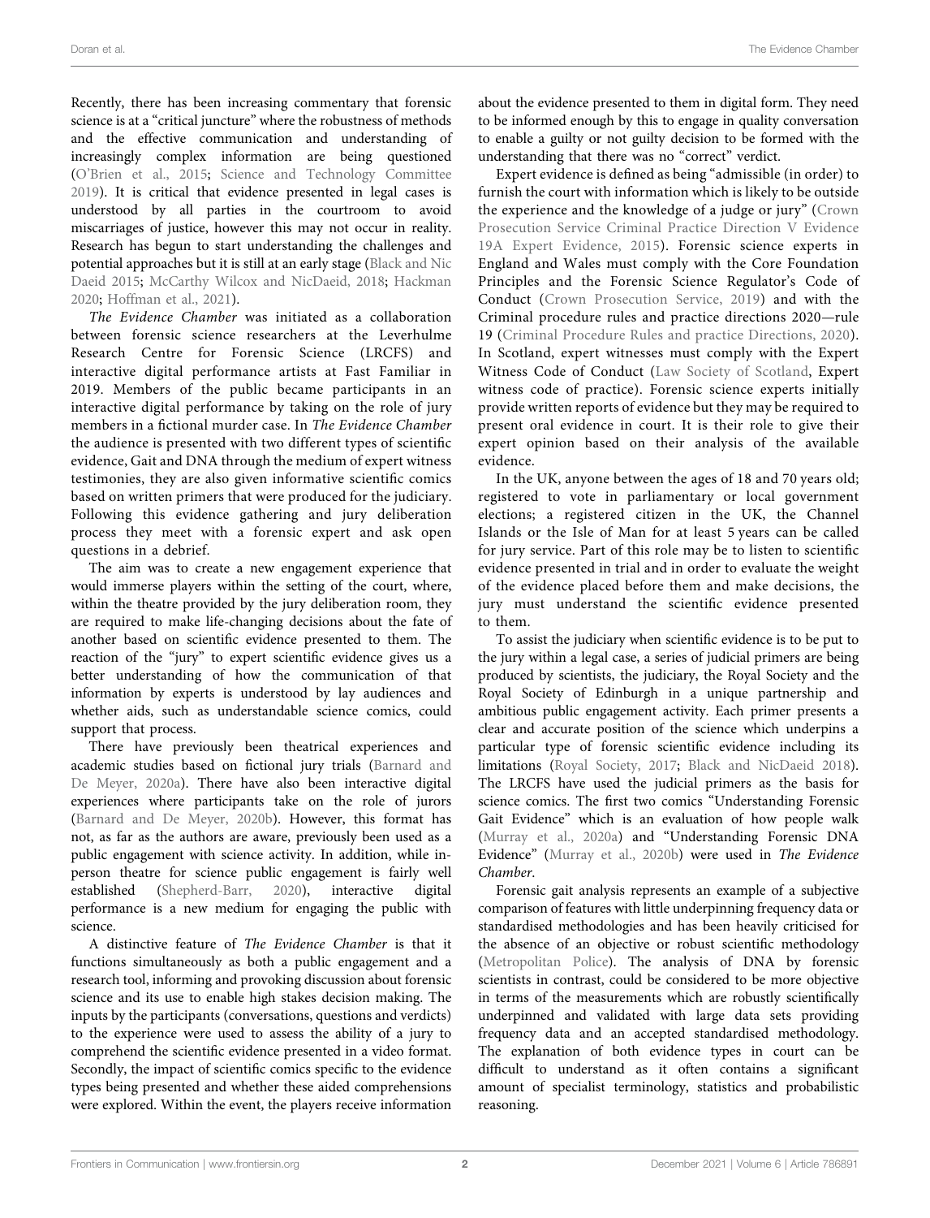Recently, there has been increasing commentary that forensic science is at a "critical juncture" where the robustness of methods and the effective communication and understanding of increasingly complex information are being questioned (O'Brien et al., 2015; Science and Technology Committee 2019). It is critical that evidence presented in legal cases is understood by all parties in the courtroom to avoid miscarriages of justice, however this may not occur in reality. Research has begun to start understanding the challenges and potential approaches but it is still at an early stage (Black and Nic Daeid 2015; McCarthy Wilcox and NicDaeid, 2018; Hackman 2020; Hoffman et al., 2021).

*The Evidence Chamber* was initiated as a collaboration between forensic science researchers at the Leverhulme Research Centre for Forensic Science (LRCFS) and interactive digital performance artists at Fast Familiar in 2019. Members of the public became participants in an interactive digital performance by taking on the role of jury members in a fictional murder case. In *The Evidence Chamber* the audience is presented with two different types of scientific evidence, Gait and DNA through the medium of expert witness testimonies, they are also given informative scientific comics based on written primers that were produced for the judiciary. Following this evidence gathering and jury deliberation process they meet with a forensic expert and ask open questions in a debrief.

The aim was to create a new engagement experience that would immerse players within the setting of the court, where, within the theatre provided by the jury deliberation room, they are required to make life-changing decisions about the fate of another based on scientific evidence presented to them. The reaction of the "jury" to expert scientific evidence gives us a better understanding of how the communication of that information by experts is understood by lay audiences and whether aids, such as understandable science comics, could support that process.

There have previously been theatrical experiences and academic studies based on fictional jury trials (Barnard and De Meyer, 2020a). There have also been interactive digital experiences where participants take on the role of jurors (Barnard and De Meyer, 2020b). However, this format has not, as far as the authors are aware, previously been used as a public engagement with science activity. In addition, while in-person theatre for science public engagement is fairly well established (Shepherd-Barr, 2020), interactive digital performance is a new medium for engaging the public with science.

A distinctive feature of *The Evidence Chamber* is that it functions simultaneously as both a public engagement and a research tool, informing and provoking discussion about forensic science and its use to enable high stakes decision making. The inputs by the participants (conversations, questions and verdicts) to the experience were used to assess the ability of a jury to comprehend the scientific evidence presented in a video format. Secondly, the impact of scientific comics specific to the evidence types being presented and whether these aided comprehensions were explored. Within the event, the players receive information about the evidence presented to them in digital form. They need to be informed enough by this to engage in quality conversation to enable a guilty or not guilty decision to be formed with the understanding that there was no "correct" verdict.

Expert evidence is defined as being "admissible (in order) to furnish the court with information which is likely to be outside the experience and the knowledge of a judge or jury" (Crown Prosecution Service Criminal Practice Direction V Evidence 19A Expert Evidence, 2015). Forensic science experts in England and Wales must comply with the Core Foundation Principles and the Forensic Science Regulator's Code of Conduct (Crown Prosecution Service, 2019) and with the Criminal procedure rules and practice directions 2020—rule 19 (Criminal Procedure Rules and practice Directions, 2020). In Scotland, expert witnesses must comply with the Expert Witness Code of Conduct (Law Society of Scotland, Expert witness code of practice). Forensic science experts initially provide written reports of evidence but they may be required to present oral evidence in court. It is their role to give their expert opinion based on their analysis of the available evidence.

In the UK, anyone between the ages of 18 and 70 years old; registered to vote in parliamentary or local government elections; a registered citizen in the UK, the Channel Islands or the Isle of Man for at least 5 years can be called for jury service. Part of this role may be to listen to scientific evidence presented in trial and in order to evaluate the weight of the evidence placed before them and make decisions, the jury must understand the scientific evidence presented to them.

To assist the judiciary when scientific evidence is to be put to the jury within a legal case, a series of judicial primers are being produced by scientists, the judiciary, the Royal Society and the Royal Society of Edinburgh in a unique partnership and ambitious public engagement activity. Each primer presents a clear and accurate position of the science which underpins a particular type of forensic scientific evidence including its limitations (Royal Society, 2017; Black and NicDaeid 2018). The LRCFS have used the judicial primers as the basis for science comics. The first two comics "Understanding Forensic Gait Evidence" which is an evaluation of how people walk (Murray et al., 2020a) and "Understanding Forensic DNA Evidence" (Murray et al., 2020b) were used in *The Evidence Chamber*.

Forensic gait analysis represents an example of a subjective comparison of features with little underpinning frequency data or standardised methodologies and has been heavily criticised for the absence of an objective or robust scientific methodology (Metropolitan Police). The analysis of DNA by forensic scientists in contrast, could be considered to be more objective in terms of the measurements which are robustly scientifically underpinned and validated with large data sets providing frequency data and an accepted standardised methodology. The explanation of both evidence types in court can be difficult to understand as it often contains a significant amount of specialist terminology, statistics and probabilistic reasoning.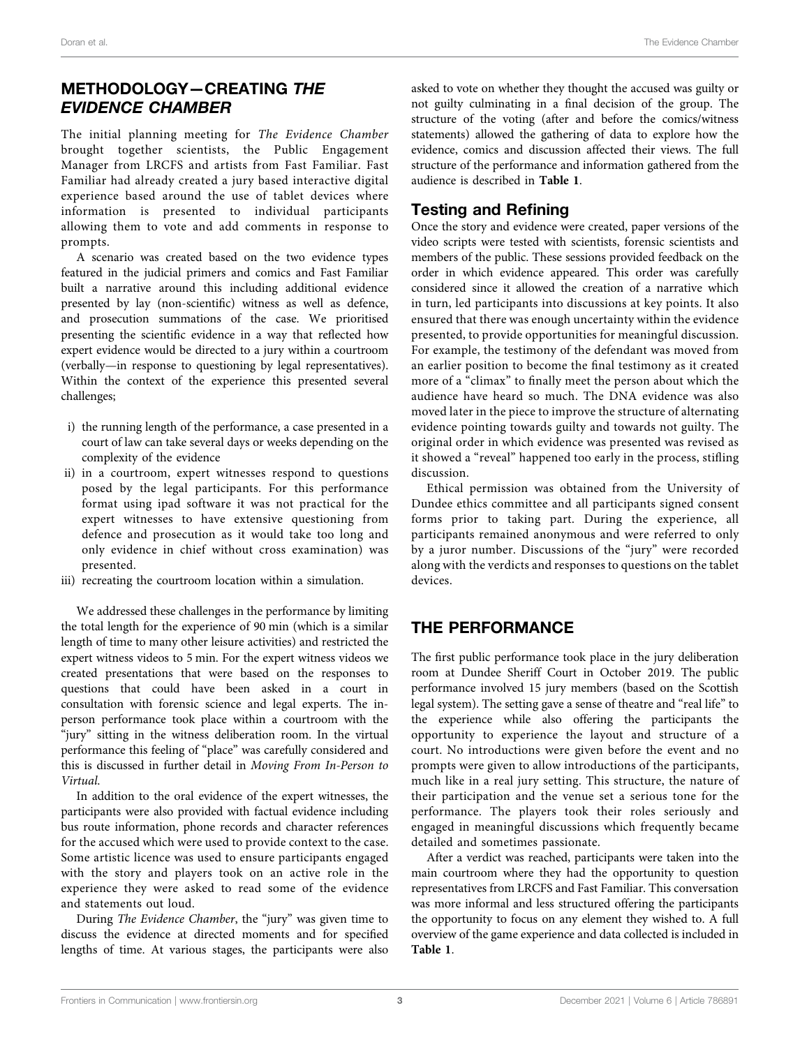## METHODOLOGY—CREATING *THE EVIDENCE CHAMBER*

The initial planning meeting for *The Evidence Chamber* brought together scientists, the Public Engagement Manager from LRCFS and artists from Fast Familiar. Fast Familiar had already created a jury based interactive digital experience based around the use of tablet devices where information is presented to individual participants allowing them to vote and add comments in response to prompts.

A scenario was created based on the two evidence types featured in the judicial primers and comics and Fast Familiar built a narrative around this including additional evidence presented by lay (non-scientific) witness as well as defence, and prosecution summations of the case. We prioritised presenting the scientific evidence in a way that reflected how expert evidence would be directed to a jury within a courtroom (verbally—in response to questioning by legal representatives). Within the context of the experience this presented several challenges;

i) the running length of the performance, a case presented in a court of law can take several days or weeks depending on the complexity of the evidence
ii) in a courtroom, expert witnesses respond to questions posed by the legal participants. For this performance format using ipad software it was not practical for the expert witnesses to have extensive questioning from defence and prosecution as it would take too long and only evidence in chief without cross examination) was presented.
iii) recreating the courtroom location within a simulation.

We addressed these challenges in the performance by limiting the total length for the experience of 90 min (which is a similar length of time to many other leisure activities) and restricted the expert witness videos to 5 min. For the expert witness videos we created presentations that were based on the responses to questions that could have been asked in a court in consultation with forensic science and legal experts. The in-person performance took place within a courtroom with the "jury" sitting in the witness deliberation room. In the virtual performance this feeling of "place" was carefully considered and this is discussed in further detail in *Moving From In-Person to Virtual*.

In addition to the oral evidence of the expert witnesses, the participants were also provided with factual evidence including bus route information, phone records and character references for the accused which were used to provide context to the case. Some artistic licence was used to ensure participants engaged with the story and players took on an active role in the experience they were asked to read some of the evidence and statements out loud.

During *The Evidence Chamber*, the "jury" was given time to discuss the evidence at directed moments and for specified lengths of time. At various stages, the participants were also asked to vote on whether they thought the accused was guilty or not guilty culminating in a final decision of the group. The structure of the voting (after and before the comics/witness statements) allowed the gathering of data to explore how the evidence, comics and discussion affected their views. The full structure of the performance and information gathered from the audience is described in **Table 1**.

### Testing and Refining

Once the story and evidence were created, paper versions of the video scripts were tested with scientists, forensic scientists and members of the public. These sessions provided feedback on the order in which evidence appeared. This order was carefully considered since it allowed the creation of a narrative which in turn, led participants into discussions at key points. It also ensured that there was enough uncertainty within the evidence presented, to provide opportunities for meaningful discussion. For example, the testimony of the defendant was moved from an earlier position to become the final testimony as it created more of a "climax" to finally meet the person about which the audience have heard so much. The DNA evidence was also moved later in the piece to improve the structure of alternating evidence pointing towards guilty and towards not guilty. The original order in which evidence was presented was revised as it showed a "reveal" happened too early in the process, stifling discussion.

Ethical permission was obtained from the University of Dundee ethics committee and all participants signed consent forms prior to taking part. During the experience, all participants remained anonymous and were referred to only by a juror number. Discussions of the "jury" were recorded along with the verdicts and responses to questions on the tablet devices.

## THE PERFORMANCE

The first public performance took place in the jury deliberation room at Dundee Sheriff Court in October 2019. The public performance involved 15 jury members (based on the Scottish legal system). The setting gave a sense of theatre and "real life" to the experience while also offering the participants the opportunity to experience the layout and structure of a court. No introductions were given before the event and no prompts were given to allow introductions of the participants, much like in a real jury setting. This structure, the nature of their participation and the venue set a serious tone for the performance. The players took their roles seriously and engaged in meaningful discussions which frequently became detailed and sometimes passionate.

After a verdict was reached, participants were taken into the main courtroom where they had the opportunity to question representatives from LRCFS and Fast Familiar. This conversation was more informal and less structured offering the participants the opportunity to focus on any element they wished to. A full overview of the game experience and data collected is included in **Table 1**.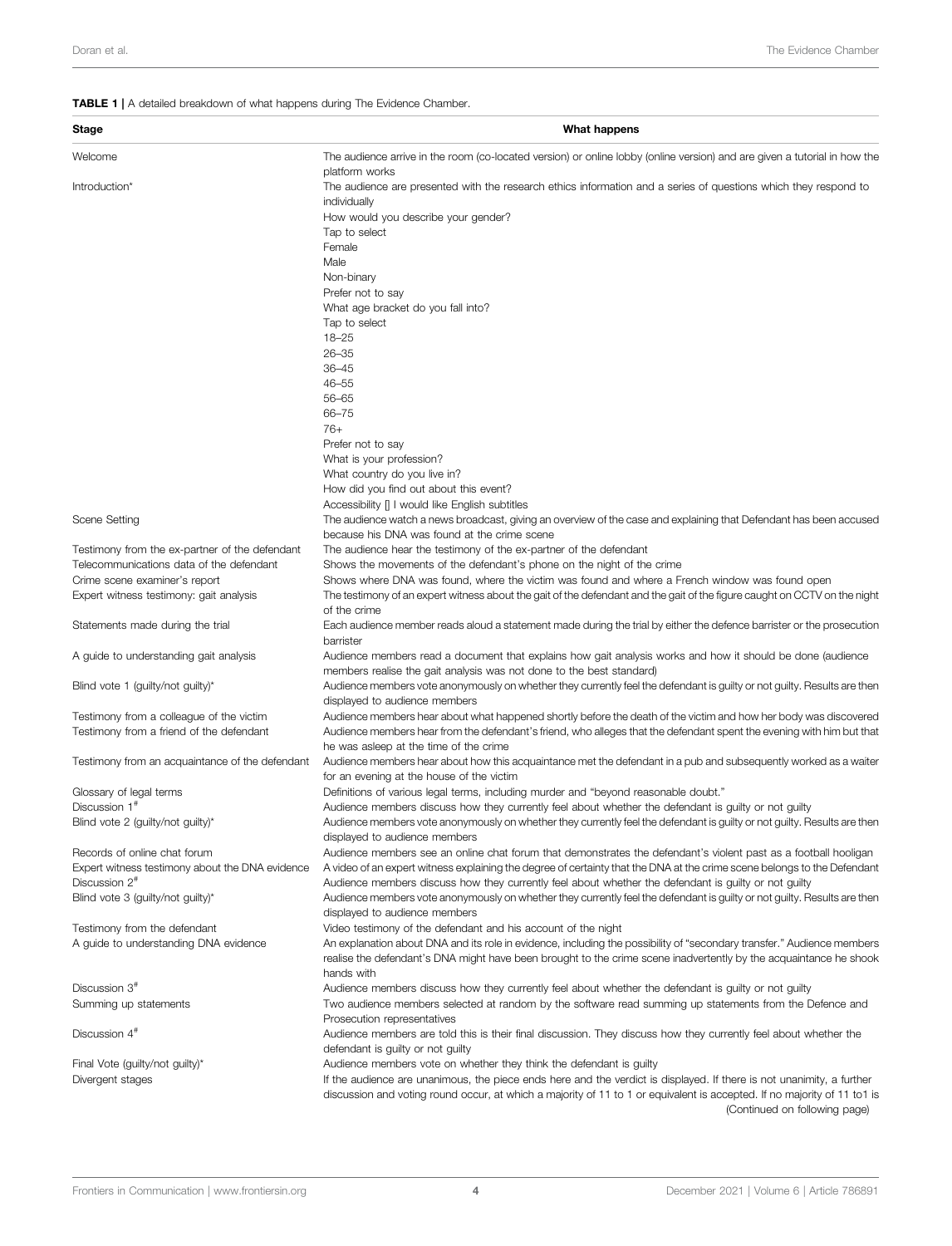**TABLE 1** | A detailed breakdown of what happens during The Evidence Chamber.

| Stage | What happens |
|---|---|
| Welcome | The audience arrive in the room (co-located version) or online lobby (online version) and are given a tutorial in how the platform works |
| Introduction* | The audience are presented with the research ethics information and a series of questions which they respond to individually<br>How would you describe your gender?<br>Tap to select<br>Female<br>Male<br>Non-binary<br>Prefer not to say<br>What age bracket do you fall into?<br>Tap to select<br>18–25<br>26–35<br>36–45<br>46–55<br>56–65<br>66–75<br>76+<br>Prefer not to say<br>What is your profession?<br>What country do you live in?<br>How did you find out about this event?<br>Accessibility [] I would like English subtitles |
| Scene Setting | The audience watch a news broadcast, giving an overview of the case and explaining that Defendant has been accused because his DNA was found at the crime scene |
| Testimony from the ex-partner of the defendant | The audience hear the testimony of the ex-partner of the defendant |
| Telecommunications data of the defendant | Shows the movements of the defendant's phone on the night of the crime |
| Crime scene examiner's report | Shows where DNA was found, where the victim was found and where a French window was found open |
| Expert witness testimony: gait analysis | The testimony of an expert witness about the gait of the defendant and the gait of the figure caught on CCTV on the night of the crime |
| Statements made during the trial | Each audience member reads aloud a statement made during the trial by either the defence barrister or the prosecution barrister |
| A guide to understanding gait analysis | Audience members read a document that explains how gait analysis works and how it should be done (audience members realise the gait analysis was not done to the best standard) |
| Blind vote 1 (guilty/not guilty)* | Audience members vote anonymously on whether they currently feel the defendant is guilty or not guilty. Results are then displayed to audience members |
| Testimony from a colleague of the victim | Audience members hear about what happened shortly before the death of the victim and how her body was discovered |
| Testimony from a friend of the defendant | Audience members hear from the defendant's friend, who alleges that the defendant spent the evening with him but that he was asleep at the time of the crime |
| Testimony from an acquaintance of the defendant | Audience members hear about how this acquaintance met the defendant in a pub and subsequently worked as a waiter for an evening at the house of the victim |
| Glossary of legal terms | Definitions of various legal terms, including murder and "beyond reasonable doubt." |
| Discussion 1# | Audience members discuss how they currently feel about whether the defendant is guilty or not guilty |
| Blind vote 2 (guilty/not guilty)* | Audience members vote anonymously on whether they currently feel the defendant is guilty or not guilty. Results are then displayed to audience members |
| Records of online chat forum | Audience members see an online chat forum that demonstrates the defendant's violent past as a football hooligan |
| Expert witness testimony about the DNA evidence | A video of an expert witness explaining the degree of certainty that the DNA at the crime scene belongs to the Defendant |
| Discussion 2# | Audience members discuss how they currently feel about whether the defendant is guilty or not guilty |
| Blind vote 3 (guilty/not guilty)* | Audience members vote anonymously on whether they currently feel the defendant is guilty or not guilty. Results are then displayed to audience members |
| Testimony from the defendant | Video testimony of the defendant and his account of the night |
| A guide to understanding DNA evidence | An explanation about DNA and its role in evidence, including the possibility of "secondary transfer." Audience members realise the defendant's DNA might have been brought to the crime scene inadvertently by the acquaintance he shook hands with |
| Discussion 3# | Audience members discuss how they currently feel about whether the defendant is guilty or not guilty |
| Summing up statements | Two audience members selected at random by the software read summing up statements from the Defence and Prosecution representatives |
| Discussion 4# | Audience members are told this is their final discussion. They discuss how they currently feel about whether the defendant is guilty or not guilty |
| Final Vote (guilty/not guilty)* | Audience members vote on whether they think the defendant is guilty |
| Divergent stages | If the audience are unanimous, the piece ends here and the verdict is displayed. If there is not unanimity, a further discussion and voting round occur, at which a majority of 11 to 1 or equivalent is accepted. If no majority of 11 to1 is |

(Continued on following page)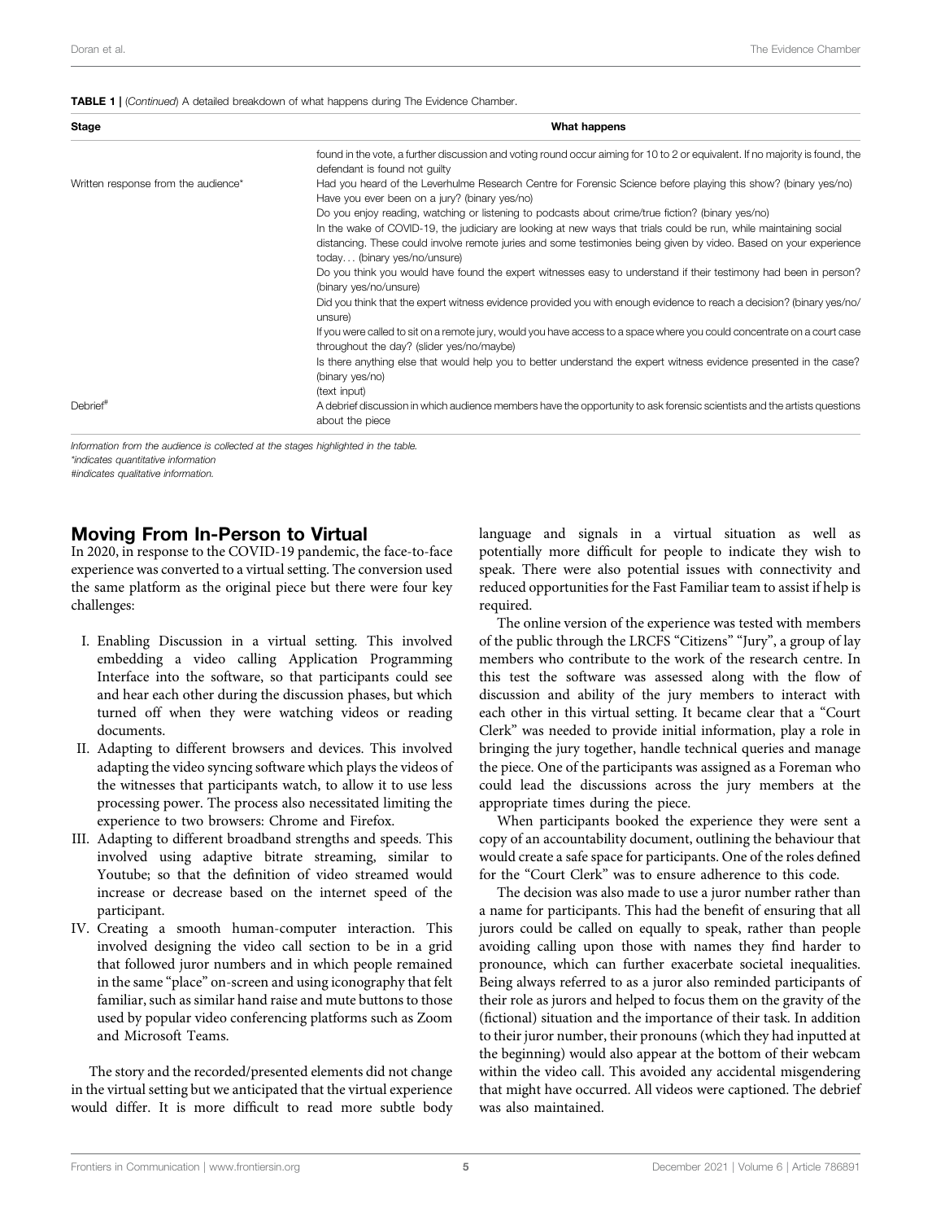**TABLE 1 |** (*Continued*) A detailed breakdown of what happens during The Evidence Chamber.

| Stage | What happens |
| --- | --- |
| | found in the vote, a further discussion and voting round occur aiming for 10 to 2 or equivalent. If no majority is found, the defendant is found not guilty |
| Written response from the audience* | Had you heard of the Leverhulme Research Centre for Forensic Science before playing this show? (binary yes/no)<br>Have you ever been on a jury? (binary yes/no)<br>Do you enjoy reading, watching or listening to podcasts about crime/true fiction? (binary yes/no)<br>In the wake of COVID-19, the judiciary are looking at new ways that trials could be run, while maintaining social distancing. These could involve remote juries and some testimonies being given by video. Based on your experience today… (binary yes/no/unsure)<br>Do you think you would have found the expert witnesses easy to understand if their testimony had been in person? (binary yes/no/unsure)<br>Did you think that the expert witness evidence provided you with enough evidence to reach a decision? (binary yes/no/unsure)<br>If you were called to sit on a remote jury, would you have access to a space where you could concentrate on a court case throughout the day? (slider yes/no/maybe)<br>Is there anything else that would help you to better understand the expert witness evidence presented in the case? (binary yes/no)<br>(text input) |
| Debrief# | A debrief discussion in which audience members have the opportunity to ask forensic scientists and the artists questions about the piece |

*Information from the audience is collected at the stages highlighted in the table.*
*\*indicates quantitative information*
*#indicates qualitative information.*

## Moving From In-Person to Virtual

In 2020, in response to the COVID-19 pandemic, the face-to-face experience was converted to a virtual setting. The conversion used the same platform as the original piece but there were four key challenges:

I. Enabling Discussion in a virtual setting. This involved embedding a video calling Application Programming Interface into the software, so that participants could see and hear each other during the discussion phases, but which turned off when they were watching videos or reading documents.
II. Adapting to different browsers and devices. This involved adapting the video syncing software which plays the videos of the witnesses that participants watch, to allow it to use less processing power. The process also necessitated limiting the experience to two browsers: Chrome and Firefox.
III. Adapting to different broadband strengths and speeds. This involved using adaptive bitrate streaming, similar to Youtube; so that the definition of video streamed would increase or decrease based on the internet speed of the participant.
IV. Creating a smooth human-computer interaction. This involved designing the video call section to be in a grid that followed juror numbers and in which people remained in the same "place" on-screen and using iconography that felt familiar, such as similar hand raise and mute buttons to those used by popular video conferencing platforms such as Zoom and Microsoft Teams.

The story and the recorded/presented elements did not change in the virtual setting but we anticipated that the virtual experience would differ. It is more difficult to read more subtle body language and signals in a virtual situation as well as potentially more difficult for people to indicate they wish to speak. There were also potential issues with connectivity and reduced opportunities for the Fast Familiar team to assist if help is required.

The online version of the experience was tested with members of the public through the LRCFS "Citizens" "Jury", a group of lay members who contribute to the work of the research centre. In this test the software was assessed along with the flow of discussion and ability of the jury members to interact with each other in this virtual setting. It became clear that a "Court Clerk" was needed to provide initial information, play a role in bringing the jury together, handle technical queries and manage the piece. One of the participants was assigned as a Foreman who could lead the discussions across the jury members at the appropriate times during the piece.

When participants booked the experience they were sent a copy of an accountability document, outlining the behaviour that would create a safe space for participants. One of the roles defined for the "Court Clerk" was to ensure adherence to this code.

The decision was also made to use a juror number rather than a name for participants. This had the benefit of ensuring that all jurors could be called on equally to speak, rather than people avoiding calling upon those with names they find harder to pronounce, which can further exacerbate societal inequalities. Being always referred to as a juror also reminded participants of their role as jurors and helped to focus them on the gravity of the (fictional) situation and the importance of their task. In addition to their juror number, their pronouns (which they had inputted at the beginning) would also appear at the bottom of their webcam within the video call. This avoided any accidental misgendering that might have occurred. All videos were captioned. The debrief was also maintained.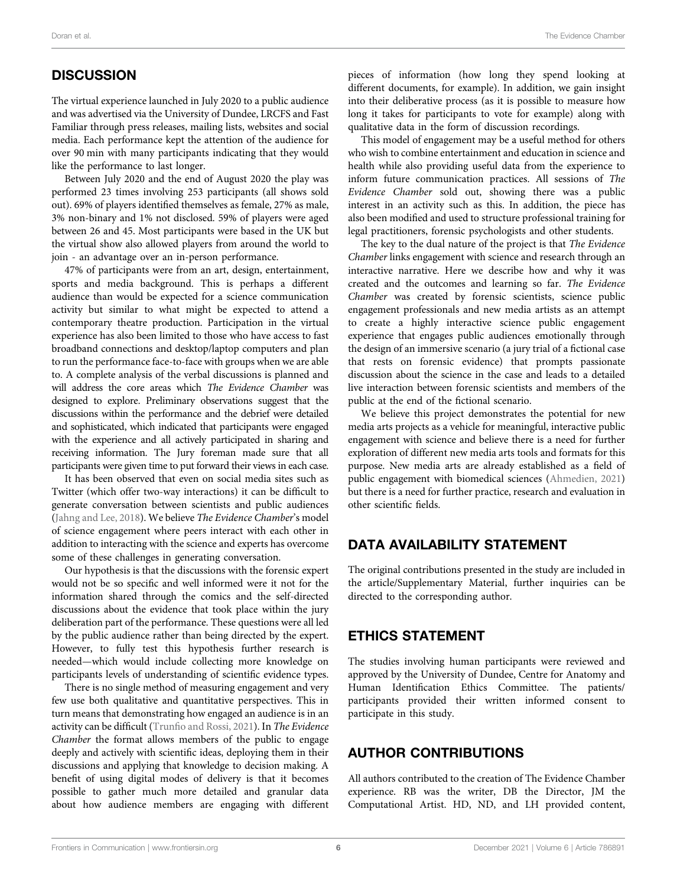## DISCUSSION

The virtual experience launched in July 2020 to a public audience and was advertised via the University of Dundee, LRCFS and Fast Familiar through press releases, mailing lists, websites and social media. Each performance kept the attention of the audience for over 90 min with many participants indicating that they would like the performance to last longer.

Between July 2020 and the end of August 2020 the play was performed 23 times involving 253 participants (all shows sold out). 69% of players identified themselves as female, 27% as male, 3% non-binary and 1% not disclosed. 59% of players were aged between 26 and 45. Most participants were based in the UK but the virtual show also allowed players from around the world to join - an advantage over an in-person performance.

47% of participants were from an art, design, entertainment, sports and media background. This is perhaps a different audience than would be expected for a science communication activity but similar to what might be expected to attend a contemporary theatre production. Participation in the virtual experience has also been limited to those who have access to fast broadband connections and desktop/laptop computers and plan to run the performance face-to-face with groups when we are able to. A complete analysis of the verbal discussions is planned and will address the core areas which *The Evidence Chamber* was designed to explore. Preliminary observations suggest that the discussions within the performance and the debrief were detailed and sophisticated, which indicated that participants were engaged with the experience and all actively participated in sharing and receiving information. The Jury foreman made sure that all participants were given time to put forward their views in each case.

It has been observed that even on social media sites such as Twitter (which offer two-way interactions) it can be difficult to generate conversation between scientists and public audiences (Jahng and Lee, 2018). We believe *The Evidence Chamber*'s model of science engagement where peers interact with each other in addition to interacting with the science and experts has overcome some of these challenges in generating conversation.

Our hypothesis is that the discussions with the forensic expert would not be so specific and well informed were it not for the information shared through the comics and the self-directed discussions about the evidence that took place within the jury deliberation part of the performance. These questions were all led by the public audience rather than being directed by the expert. However, to fully test this hypothesis further research is needed—which would include collecting more knowledge on participants levels of understanding of scientific evidence types.

There is no single method of measuring engagement and very few use both qualitative and quantitative perspectives. This in turn means that demonstrating how engaged an audience is in an activity can be difficult (Trunfio and Rossi, 2021). In *The Evidence Chamber* the format allows members of the public to engage deeply and actively with scientific ideas, deploying them in their discussions and applying that knowledge to decision making. A benefit of using digital modes of delivery is that it becomes possible to gather much more detailed and granular data about how audience members are engaging with different pieces of information (how long they spend looking at different documents, for example). In addition, we gain insight into their deliberative process (as it is possible to measure how long it takes for participants to vote for example) along with qualitative data in the form of discussion recordings.

This model of engagement may be a useful method for others who wish to combine entertainment and education in science and health while also providing useful data from the experience to inform future communication practices. All sessions of *The Evidence Chamber* sold out, showing there was a public interest in an activity such as this. In addition, the piece has also been modified and used to structure professional training for legal practitioners, forensic psychologists and other students.

The key to the dual nature of the project is that *The Evidence Chamber* links engagement with science and research through an interactive narrative. Here we describe how and why it was created and the outcomes and learning so far. *The Evidence Chamber* was created by forensic scientists, science public engagement professionals and new media artists as an attempt to create a highly interactive science public engagement experience that engages public audiences emotionally through the design of an immersive scenario (a jury trial of a fictional case that rests on forensic evidence) that prompts passionate discussion about the science in the case and leads to a detailed live interaction between forensic scientists and members of the public at the end of the fictional scenario.

We believe this project demonstrates the potential for new media arts projects as a vehicle for meaningful, interactive public engagement with science and believe there is a need for further exploration of different new media arts tools and formats for this purpose. New media arts are already established as a field of public engagement with biomedical sciences (Ahmedien, 2021) but there is a need for further practice, research and evaluation in other scientific fields.

## DATA AVAILABILITY STATEMENT

The original contributions presented in the study are included in the article/Supplementary Material, further inquiries can be directed to the corresponding author.

## ETHICS STATEMENT

The studies involving human participants were reviewed and approved by the University of Dundee, Centre for Anatomy and Human Identification Ethics Committee. The patients/participants provided their written informed consent to participate in this study.

## AUTHOR CONTRIBUTIONS

All authors contributed to the creation of The Evidence Chamber experience. RB was the writer, DB the Director, JM the Computational Artist. HD, ND, and LH provided content,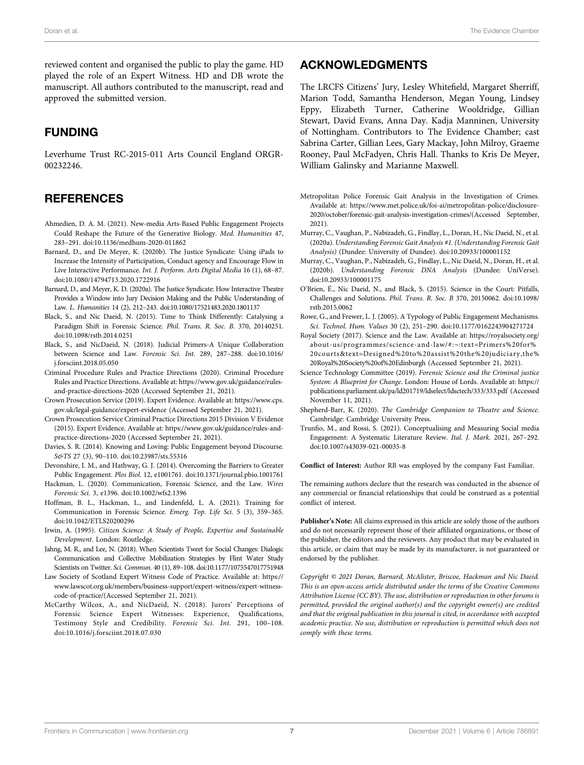reviewed content and organised the public to play the game. HD played the role of an Expert Witness. HD and DB wrote the manuscript. All authors contributed to the manuscript, read and approved the submitted version.

## FUNDING

Leverhume Trust RC-2015-011 Arts Council England ORGR-00232246.

## ACKNOWLEDGMENTS

The LRCFS Citizens' Jury, Lesley Whitefield, Margaret Sherriff, Marion Todd, Samantha Henderson, Megan Young, Lindsey Eppy, Elizabeth Turner, Catherine Wooldridge, Gillian Stewart, David Evans, Anna Day. Kadja Manninen, University of Nottingham. Contributors to The Evidence Chamber; cast Sabrina Carter, Gillian Lees, Gary Mackay, John Milroy, Graeme Rooney, Paul McFadyen, Chris Hall. Thanks to Kris De Meyer, William Galinsky and Marianne Maxwell.

## REFERENCES

Ahmedien, D. A. M. (2021). New-media Arts-Based Public Engagement Projects Could Reshape the Future of the Generative Biology. *Med. Humanities* 47, 283–291. doi:10.1136/medhum-2020-011862

Barnard, D., and De Meyer, K. (2020b). The Justice Syndicate: Using iPads to Increase the Intensity of Participation, Conduct agency and Encourage Flow in Live Interactive Performance. *Int. J. Perform. Arts Digital Media* 16 (1), 68–87. doi:10.1080/14794713.2020.1722916

Barnard, D., and Meyer, K. D. (2020a). The Justice Syndicate: How Interactive Theatre Provides a Window into Jury Decision Making and the Public Understanding of Law. *L. Humanities* 14 (2), 212–243. doi:10.1080/17521483.2020.1801137

Black, S., and Nic Daeid, N. (2015). Time to Think Differently: Catalysing a Paradigm Shift in Forensic Science. *Phil. Trans. R. Soc. B.* 370, 20140251. doi:10.1098/rstb.2014.0251

Black, S., and NicDaeid, N. (2018). Judicial Primers-A Unique Collaboration between Science and Law. *Forensic Sci. Int.* 289, 287–288. doi:10.1016/j.forsciint.2018.05.050

Criminal Procedure Rules and Practice Directions (2020). Criminal Procedure Rules and Practice Directions. Available at: https://www.gov.uk/guidance/rules-and-practice-directions-2020 (Accessed September 21, 2021).

Crown Prosecution Service (2019). Expert Evidence. Available at: https://www.cps.gov.uk/legal-guidance/expert-evidence (Accessed September 21, 2021).

Crown Prosecution Service Criminal Practice Directions 2015 Division V Evidence (2015). Expert Evidence. Available at: https://www.gov.uk/guidance/rules-and-practice-directions-2020 (Accessed September 21, 2021).

Davies, S. R. (2014). Knowing and Loving: Public Engagement beyond Discourse. *S&TS* 27 (3), 90–110. doi:10.23987/sts.55316

Devonshire, I. M., and Hathway, G. J. (2014). Overcoming the Barriers to Greater Public Engagement. *Plos Biol.* 12, e1001761. doi:10.1371/journal.pbio.1001761

Hackman, L. (2020). Communication, Forensic Science, and the Law. *Wires Forensic Sci.* 3, e1396. doi:10.1002/wfs2.1396

Hoffman, B. L., Hackman, L., and Lindenfeld, L. A. (2021). Training for Communication in Forensic Science. *Emerg. Top. Life Sci.* 5 (3), 359–365. doi:10.1042/ETLS20200296

Irwin, A. (1995). *Citizen Science: A Study of People, Expertise and Sustainable Development*. London: Routledge.

Jahng, M. R., and Lee, N. (2018). When Scientists Tweet for Social Changes: Dialogic Communication and Collective Mobilization Strategies by Flint Water Study Scientists on Twitter. *Sci. Commun.* 40 (1), 89–108. doi:10.1177/1075547017751948

Law Society of Scotland Expert Witness Code of Practice. Available at: https://www.lawscot.org.uk/members/business-support/expert-witness/expert-witness-code-of-practice/(Accessed September 21, 2021).

McCarthy Wilcox, A., and NicDaeid, N. (2018). Jurors' Perceptions of Forensic Science Expert Witnesses: Experience, Qualifications, Testimony Style and Credibility. *Forensic Sci. Int.* 291, 100–108. doi:10.1016/j.forsciint.2018.07.030

Metropolitan Police Forensic Gait Analysis in the Investigation of Crimes. Available at: https://www.met.police.uk/foi-ai/metropolitan-police/disclosure-2020/october/forensic-gait-analysis-investigation-crimes/(Accessed September, 2021).

Murray, C., Vaughan, P., Nabizadeh, G., Findlay, L., Doran, H., Nic Daeid, N., et al. (2020a). *Understanding Forensic Gait Analysis #1. (Understanding Forensic Gait Analysis)* (Dundee: University of Dundee). doi:10.20933/100001152

Murray, C., Vaughan, P., Nabizadeh, G., Findlay, L., Nic Daeid, N., Doran, H., et al. (2020b). *Understanding Forensic DNA Analysis* (Dundee: UniVerse). doi:10.20933/100001175

O'Brien, É., Nic Daeid, N., and Black, S. (2015). Science in the Court: Pitfalls, Challenges and Solutions. *Phil. Trans. R. Soc. B* 370, 20150062. doi:10.1098/rstb.2015.0062

Rowe, G., and Frewer, L. J. (2005). A Typology of Public Engagement Mechanisms. *Sci. Technol. Hum. Values* 30 (2), 251–290. doi:10.1177/0162243904271724

Royal Society (2017). Science and the Law. Available at: https://royalsociety.org/about-us/programmes/science-and-law/#:~:text=Primers%20for%20courts&text=Designed%20to%20assist%20the%20judiciary,the%20Royal%20Society%20of%20Edinburgh (Accessed September 21, 2021).

Science Technology Committee (2019). *Forensic Science and the Criminal justice System: A Blueprint for Change*. London: House of Lords. Available at: https://publications.parliament.uk/pa/ld201719/ldselect/ldsctech/333/333.pdf (Accessed November 11, 2021).

Shepherd-Barr, K. (2020). *The Cambridge Companion to Theatre and Science*. Cambridge: Cambridge University Press.

Trunfio, M., and Rossi, S. (2021). Conceptualising and Measuring Social media Engagement: A Systematic Literature Review. *Ital. J. Mark.* 2021, 267–292. doi:10.1007/s43039-021-00035-8

**Conflict of Interest:** Author RB was employed by the company Fast Familiar.

The remaining authors declare that the research was conducted in the absence of any commercial or financial relationships that could be construed as a potential conflict of interest.

**Publisher's Note:** All claims expressed in this article are solely those of the authors and do not necessarily represent those of their affiliated organizations, or those of the publisher, the editors and the reviewers. Any product that may be evaluated in this article, or claim that may be made by its manufacturer, is not guaranteed or endorsed by the publisher.

*Copyright © 2021 Doran, Barnard, McAlister, Briscoe, Hackman and Nic Daeid. This is an open-access article distributed under the terms of the Creative Commons Attribution License (CC BY). The use, distribution or reproduction in other forums is permitted, provided the original author(s) and the copyright owner(s) are credited and that the original publication in this journal is cited, in accordance with accepted academic practice. No use, distribution or reproduction is permitted which does not comply with these terms.*